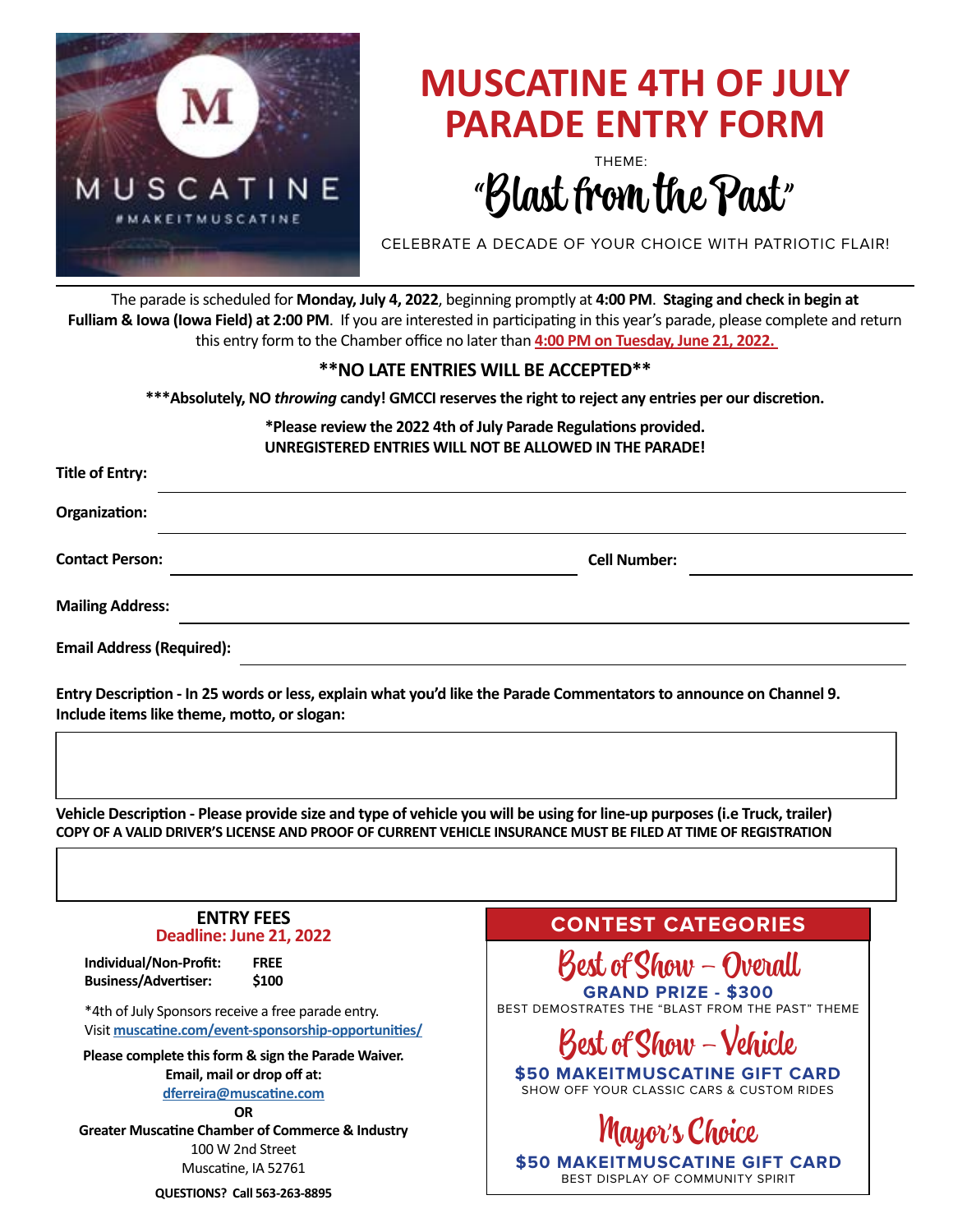MUSCATINE
#MAKEITMUSCATINE

# MUSCATINE 4TH OF JULY PARADE ENTRY FORM

THEME:

## "Blast from the Past"

CELEBRATE A DECADE OF YOUR CHOICE WITH PATRIOTIC FLAIR!

The parade is scheduled for **Monday, July 4, 2022**, beginning promptly at **4:00 PM**. **Staging and check in begin at Fulliam & Iowa (Iowa Field) at 2:00 PM**. If you are interested in participating in this year's parade, please complete and return this entry form to the Chamber office no later than **4:00 PM on Tuesday, June 21, 2022.**

**\*\*NO LATE ENTRIES WILL BE ACCEPTED\*\***

**\*\*\*Absolutely, NO *throwing* candy! GMCCI reserves the right to reject any entries per our discretion.**

**\*Please review the 2022 4th of July Parade Regulations provided.**
**UNREGISTERED ENTRIES WILL NOT BE ALLOWED IN THE PARADE!**

**Title of Entry:** ______________________________

**Organization:** ______________________________

**Contact Person:** ______________________________ **Cell Number:** ______________

**Mailing Address:** ______________________________

**Email Address (Required):** ______________________________

**Entry Description - In 25 words or less, explain what you'd like the Parade Commentators to announce on Channel 9. Include items like theme, motto, or slogan:**

&nbsp;

**Vehicle Description - Please provide size and type of vehicle you will be using for line-up purposes (i.e Truck, trailer)**
**COPY OF A VALID DRIVER'S LICENSE AND PROOF OF CURRENT VEHICLE INSURANCE MUST BE FILED AT TIME OF REGISTRATION**

&nbsp;

### ENTRY FEES
**Deadline: June 21, 2022**

| | |
|---|---|
| **Individual/Non-Profit:** | **FREE** |
| **Business/Advertiser:** | **$100** |

\*4th of July Sponsors receive a free parade entry.
Visit **muscatine.com/event-sponsorship-opportunities/**

**Please complete this form & sign the Parade Waiver.**
**Email, mail or drop off at:**
**dferreira@muscatine.com**
**OR**
**Greater Muscatine Chamber of Commerce & Industry**
100 W 2nd Street
Muscatine, IA 52761

**QUESTIONS? Call 563-263-8895**

### CONTEST CATEGORIES

**Best of Show – Overall**
**GRAND PRIZE - $300**
BEST DEMOSTRATES THE "BLAST FROM THE PAST" THEME

**Best of Show – Vehicle**
**$50 MAKEITMUSCATINE GIFT CARD**
SHOW OFF YOUR CLASSIC CARS & CUSTOM RIDES

**Mayor's Choice**
**$50 MAKEITMUSCATINE GIFT CARD**
BEST DISPLAY OF COMMUNITY SPIRIT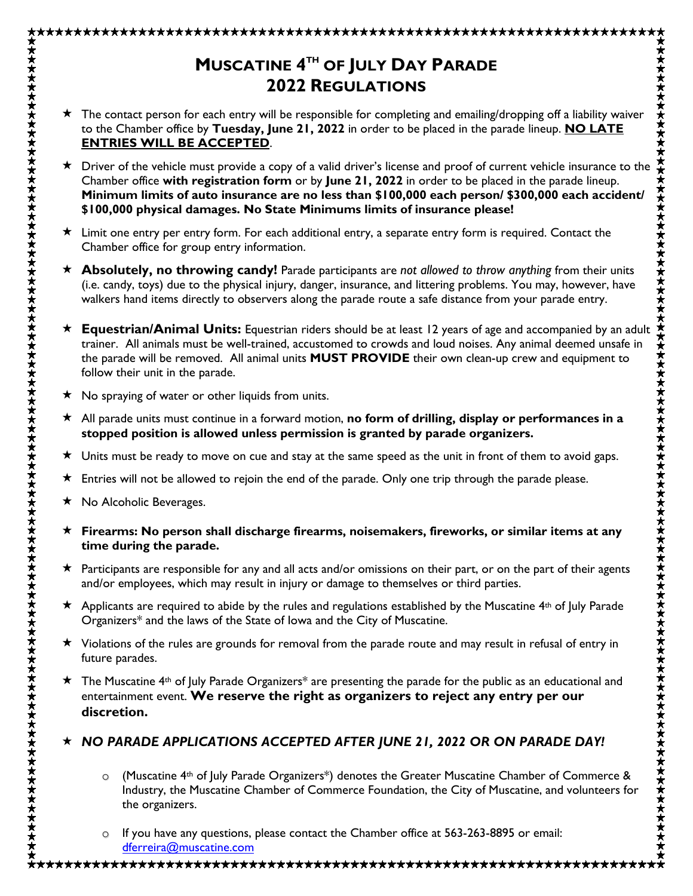# MUSCATINE 4TH OF JULY DAY PARADE 2022 REGULATIONS

- The contact person for each entry will be responsible for completing and emailing/dropping off a liability waiver to the Chamber office by **Tuesday, June 21, 2022** in order to be placed in the parade lineup. **NO LATE ENTRIES WILL BE ACCEPTED**.
- Driver of the vehicle must provide a copy of a valid driver's license and proof of current vehicle insurance to the Chamber office **with registration form** or by **June 21, 2022** in order to be placed in the parade lineup. **Minimum limits of auto insurance are no less than $100,000 each person/ $300,000 each accident/ $100,000 physical damages. No State Minimums limits of insurance please!**
- Limit one entry per entry form. For each additional entry, a separate entry form is required. Contact the Chamber office for group entry information.
- **Absolutely, no throwing candy!** Parade participants are *not allowed to throw anything* from their units (i.e. candy, toys) due to the physical injury, danger, insurance, and littering problems. You may, however, have walkers hand items directly to observers along the parade route a safe distance from your parade entry.
- **Equestrian/Animal Units:** Equestrian riders should be at least 12 years of age and accompanied by an adult trainer. All animals must be well-trained, accustomed to crowds and loud noises. Any animal deemed unsafe in the parade will be removed. All animal units **MUST PROVIDE** their own clean-up crew and equipment to follow their unit in the parade.
- No spraying of water or other liquids from units.
- All parade units must continue in a forward motion, **no form of drilling, display or performances in a stopped position is allowed unless permission is granted by parade organizers.**
- Units must be ready to move on cue and stay at the same speed as the unit in front of them to avoid gaps.
- Entries will not be allowed to rejoin the end of the parade. Only one trip through the parade please.
- No Alcoholic Beverages.
- **Firearms: No person shall discharge firearms, noisemakers, fireworks, or similar items at any time during the parade.**
- Participants are responsible for any and all acts and/or omissions on their part, or on the part of their agents and/or employees, which may result in injury or damage to themselves or third parties.
- Applicants are required to abide by the rules and regulations established by the Muscatine 4th of July Parade Organizers* and the laws of the State of Iowa and the City of Muscatine.
- Violations of the rules are grounds for removal from the parade route and may result in refusal of entry in future parades.
- The Muscatine 4th of July Parade Organizers* are presenting the parade for the public as an educational and entertainment event. **We reserve the right as organizers to reject any entry per our discretion.**
- ***NO PARADE APPLICATIONS ACCEPTED AFTER JUNE 21, 2022 OR ON PARADE DAY!***
  - (Muscatine 4th of July Parade Organizers*) denotes the Greater Muscatine Chamber of Commerce & Industry, the Muscatine Chamber of Commerce Foundation, the City of Muscatine, and volunteers for the organizers.
  - If you have any questions, please contact the Chamber office at 563-263-8895 or email: dferreira@muscatine.com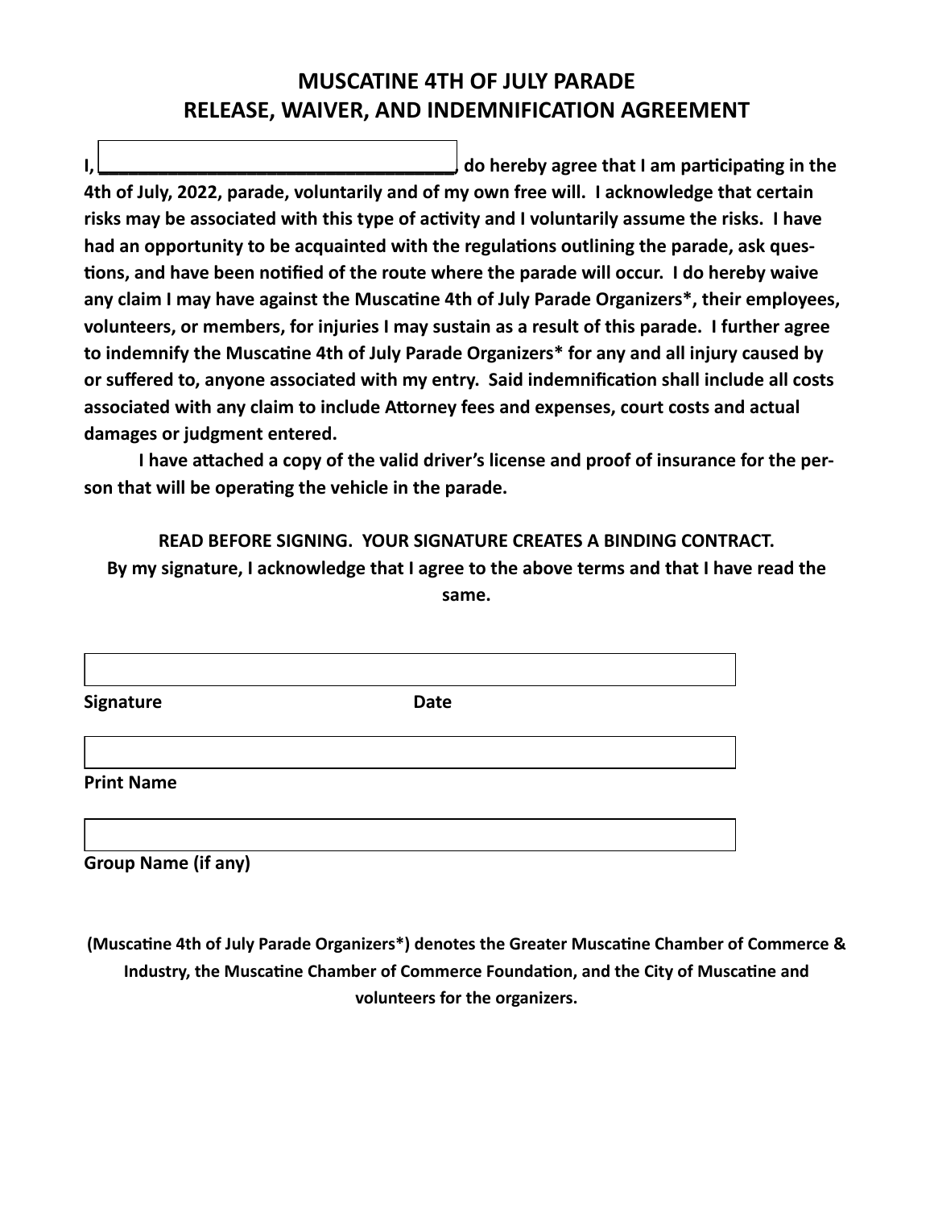# MUSCATINE 4TH OF JULY PARADE
# RELEASE, WAIVER, AND INDEMNIFICATION AGREEMENT

**I, \_\_\_\_\_\_\_\_\_\_\_\_\_\_\_\_\_\_\_\_\_\_\_\_\_\_\_\_\_\_\_\_\_\_\_\_, do hereby agree that I am participating in the 4th of July, 2022, parade, voluntarily and of my own free will. I acknowledge that certain risks may be associated with this type of activity and I voluntarily assume the risks. I have had an opportunity to be acquainted with the regulations outlining the parade, ask questions, and have been notified of the route where the parade will occur. I do hereby waive any claim I may have against the Muscatine 4th of July Parade Organizers*, their employees, volunteers, or members, for injuries I may sustain as a result of this parade. I further agree to indemnify the Muscatine 4th of July Parade Organizers* for any and all injury caused by or suffered to, anyone associated with my entry. Said indemnification shall include all costs associated with any claim to include Attorney fees and expenses, court costs and actual damages or judgment entered.**

**I have attached a copy of the valid driver's license and proof of insurance for the person that will be operating the vehicle in the parade.**

**READ BEFORE SIGNING. YOUR SIGNATURE CREATES A BINDING CONTRACT.**

**By my signature, I acknowledge that I agree to the above terms and that I have read the same.**

**Signature** **Date**

**Print Name**

**Group Name (if any)**

**(Muscatine 4th of July Parade Organizers*) denotes the Greater Muscatine Chamber of Commerce & Industry, the Muscatine Chamber of Commerce Foundation, and the City of Muscatine and volunteers for the organizers.**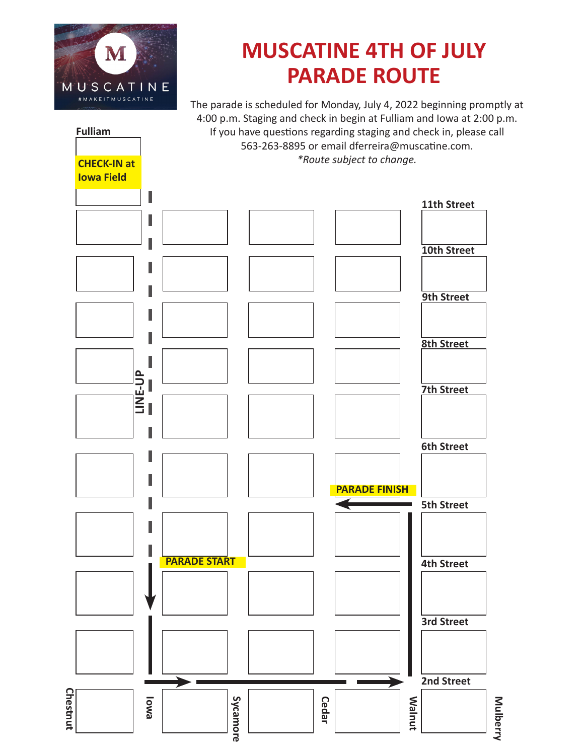MUSCATINE
#MAKEITMUSCATINE

# MUSCATINE 4TH OF JULY PARADE ROUTE

The parade is scheduled for Monday, July 4, 2022 beginning promptly at 4:00 p.m. Staging and check in begin at Fulliam and Iowa at 2:00 p.m. If you have questions regarding staging and check in, please call 563-263-8895 or email dferreira@muscatine.com.

*\*Route subject to change.*

Fulliam

CHECK-IN at Iowa Field

LINE-UP

PARADE START

PARADE FINISH

11th Street

10th Street

9th Street

8th Street

7th Street

6th Street

5th Street

4th Street

3rd Street

2nd Street

Chestnut

Iowa

Sycamore

Cedar

Walnut

Mulberry